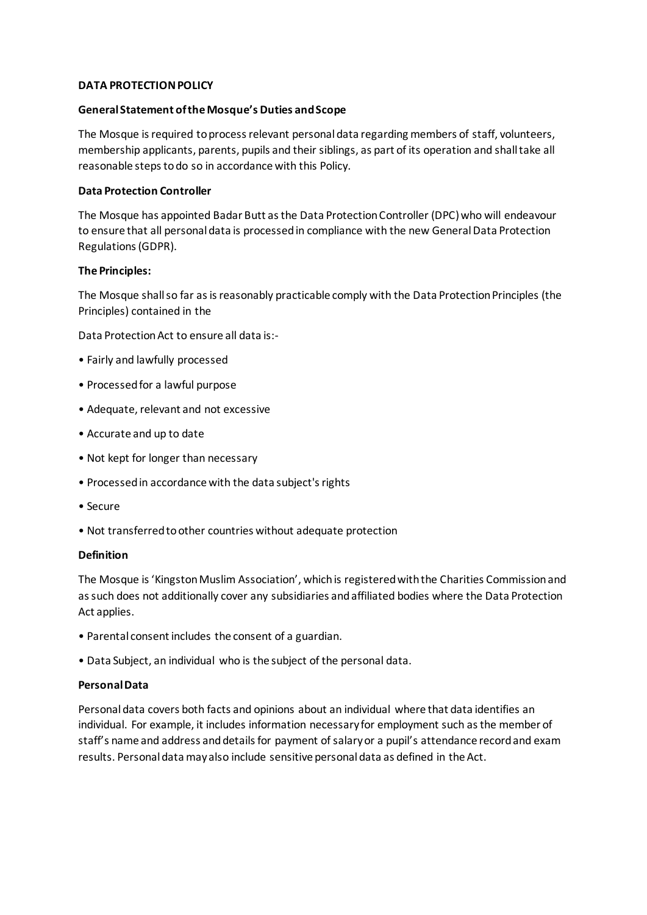**DATA PROTECTION POLICY**

**General Statement of the Mosque's Duties and Scope**

The Mosque is required to process relevant personal data regarding members of staff, volunteers, membership applicants, parents, pupils and their siblings, as part of its operation and shall take all reasonable steps to do so in accordance with this Policy.

**Data Protection Controller**

The Mosque has appointed Badar Butt as the Data Protection Controller (DPC) who will endeavour to ensure that all personal data is processed in compliance with the new General Data Protection Regulations (GDPR).

**The Principles:**

The Mosque shall so far as is reasonably practicable comply with the Data Protection Principles (the Principles) contained in the

Data Protection Act to ensure all data is:-

- Fairly and lawfully processed
- Processed for a lawful purpose
- Adequate, relevant and not excessive
- Accurate and up to date
- Not kept for longer than necessary
- Processed in accordance with the data subject's rights
- Secure
- Not transferred to other countries without adequate protection

**Definition**

The Mosque is 'Kingston Muslim Association', which is registered with the Charities Commission and as such does not additionally cover any subsidiaries and affiliated bodies where the Data Protection Act applies.

- Parental consent includes the consent of a guardian.
- Data Subject, an individual who is the subject of the personal data.

**Personal Data**

Personal data covers both facts and opinions about an individual where that data identifies an individual. For example, it includes information necessary for employment such as the member of staff's name and address and details for payment of salary or a pupil's attendance record and exam results. Personal data may also include sensitive personal data as defined in the Act.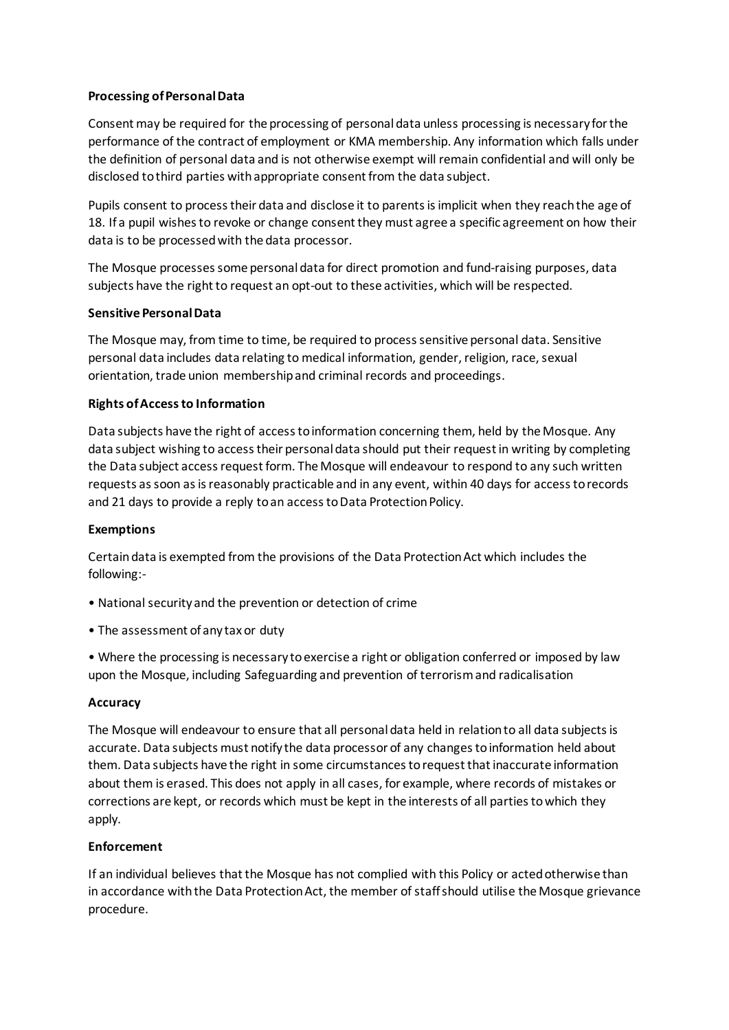**Processing of Personal Data**

Consent may be required for the processing of personal data unless processing is necessary for the performance of the contract of employment or KMA membership. Any information which falls under the definition of personal data and is not otherwise exempt will remain confidential and will only be disclosed to third parties with appropriate consent from the data subject.

Pupils consent to process their data and disclose it to parents is implicit when they reach the age of 18. If a pupil wishes to revoke or change consent they must agree a specific agreement on how their data is to be processed with the data processor.

The Mosque processes some personal data for direct promotion and fund-raising purposes, data subjects have the right to request an opt-out to these activities, which will be respected.

**Sensitive Personal Data**

The Mosque may, from time to time, be required to process sensitive personal data. Sensitive personal data includes data relating to medical information, gender, religion, race, sexual orientation, trade union membership and criminal records and proceedings.

**Rights of Access to Information**

Data subjects have the right of access to information concerning them, held by the Mosque. Any data subject wishing to access their personal data should put their request in writing by completing the Data subject access request form. The Mosque will endeavour to respond to any such written requests as soon as is reasonably practicable and in any event, within 40 days for access to records and 21 days to provide a reply to an access to Data Protection Policy.

**Exemptions**

Certain data is exempted from the provisions of the Data Protection Act which includes the following:-

• National security and the prevention or detection of crime

• The assessment of any tax or duty

• Where the processing is necessary to exercise a right or obligation conferred or imposed by law upon the Mosque, including Safeguarding and prevention of terrorism and radicalisation

**Accuracy**

The Mosque will endeavour to ensure that all personal data held in relation to all data subjects is accurate. Data subjects must notify the data processor of any changes to information held about them. Data subjects have the right in some circumstances to request that inaccurate information about them is erased. This does not apply in all cases, for example, where records of mistakes or corrections are kept, or records which must be kept in the interests of all parties to which they apply.

**Enforcement**

If an individual believes that the Mosque has not complied with this Policy or acted otherwise than in accordance with the Data Protection Act, the member of staff should utilise the Mosque grievance procedure.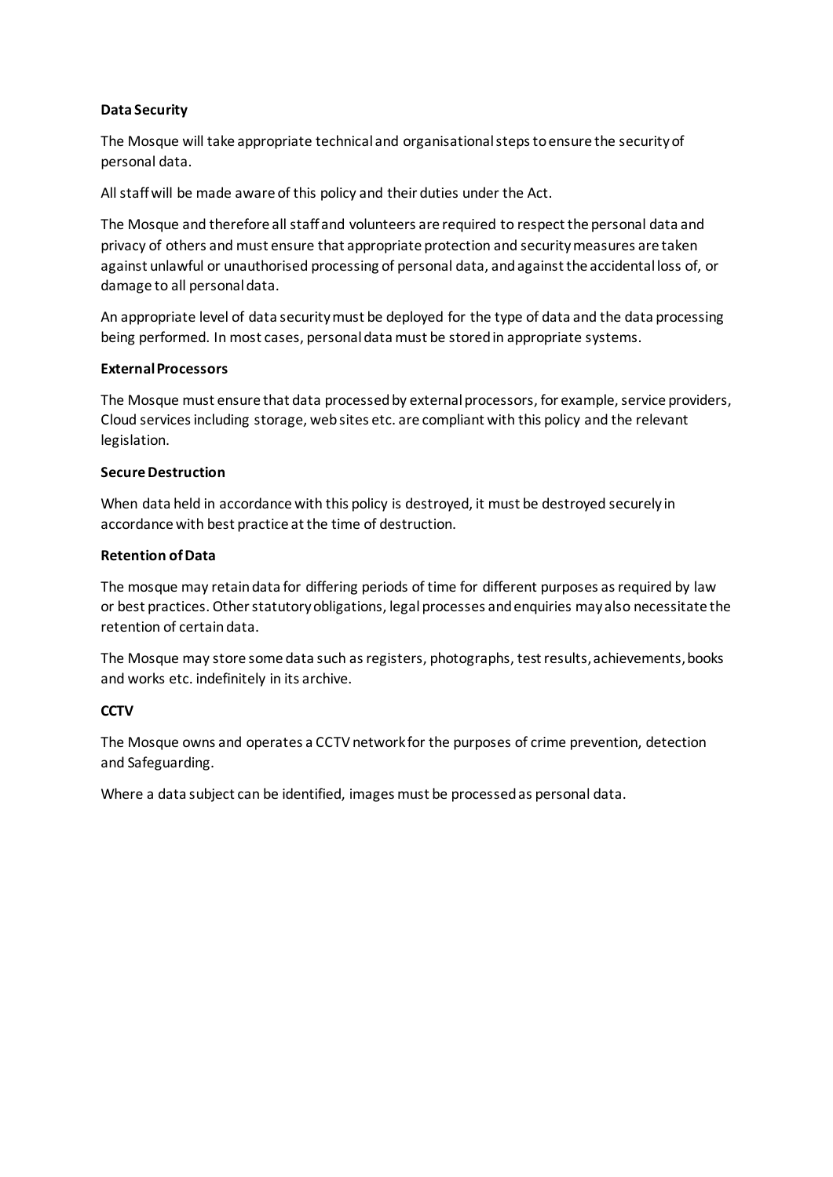**Data Security**

The Mosque will take appropriate technical and organisational steps to ensure the security of personal data.

All staff will be made aware of this policy and their duties under the Act.

The Mosque and therefore all staff and volunteers are required to respect the personal data and privacy of others and must ensure that appropriate protection and security measures are taken against unlawful or unauthorised processing of personal data, and against the accidental loss of, or damage to all personal data.

An appropriate level of data security must be deployed for the type of data and the data processing being performed. In most cases, personal data must be stored in appropriate systems.

**External Processors**

The Mosque must ensure that data processed by external processors, for example, service providers, Cloud services including storage, web sites etc. are compliant with this policy and the relevant legislation.

**Secure Destruction**

When data held in accordance with this policy is destroyed, it must be destroyed securely in accordance with best practice at the time of destruction.

**Retention of Data**

The mosque may retain data for differing periods of time for different purposes as required by law or best practices. Other statutory obligations, legal processes and enquiries may also necessitate the retention of certain data.

The Mosque may store some data such as registers, photographs, test results, achievements, books and works etc. indefinitely in its archive.

**CCTV**

The Mosque owns and operates a CCTV network for the purposes of crime prevention, detection and Safeguarding.

Where a data subject can be identified, images must be processed as personal data.